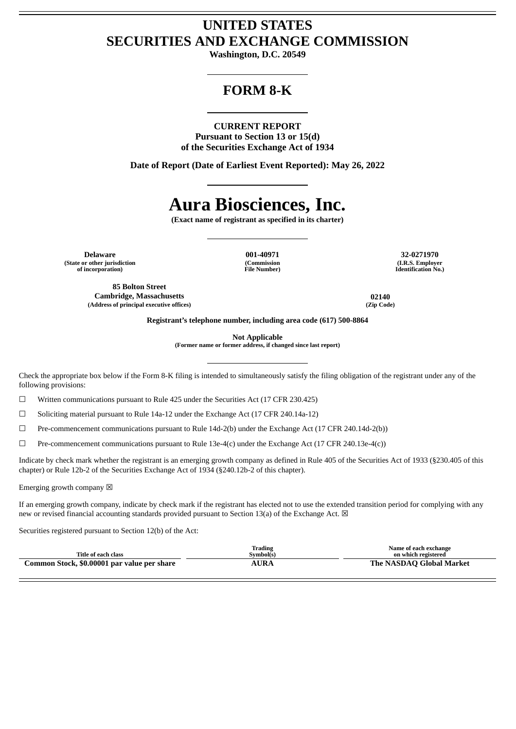# UNITED STATES
# SECURITIES AND EXCHANGE COMMISSION

**Washington, D.C. 20549**

---

# FORM 8-K

---

**CURRENT REPORT**
**Pursuant to Section 13 or 15(d)**
**of the Securities Exchange Act of 1934**

**Date of Report (Date of Earliest Event Reported): May 26, 2022**

---

# Aura Biosciences, Inc.

**(Exact name of registrant as specified in its charter)**

---

| **Delaware** | **001-40971** | **32-0271970** |
|---|---|---|
| **(State or other jurisdiction of incorporation)** | **(Commission File Number)** | **(I.R.S. Employer Identification No.)** |

| **85 Bolton Street Cambridge, Massachusetts** | **02140** |
|---|---|
| **(Address of principal executive offices)** | **(Zip Code)** |

**Registrant's telephone number, including area code (617) 500-8864**

**Not Applicable**
**(Former name or former address, if changed since last report)**

---

Check the appropriate box below if the Form 8-K filing is intended to simultaneously satisfy the filing obligation of the registrant under any of the following provisions:

☐ Written communications pursuant to Rule 425 under the Securities Act (17 CFR 230.425)

☐ Soliciting material pursuant to Rule 14a-12 under the Exchange Act (17 CFR 240.14a-12)

☐ Pre-commencement communications pursuant to Rule 14d-2(b) under the Exchange Act (17 CFR 240.14d-2(b))

☐ Pre-commencement communications pursuant to Rule 13e-4(c) under the Exchange Act (17 CFR 240.13e-4(c))

Indicate by check mark whether the registrant is an emerging growth company as defined in Rule 405 of the Securities Act of 1933 (§230.405 of this chapter) or Rule 12b-2 of the Securities Exchange Act of 1934 (§240.12b-2 of this chapter).

Emerging growth company ☒

If an emerging growth company, indicate by check mark if the registrant has elected not to use the extended transition period for complying with any new or revised financial accounting standards provided pursuant to Section 13(a) of the Exchange Act. ☒

Securities registered pursuant to Section 12(b) of the Act:

| Title of each class | Trading Symbol(s) | Name of each exchange on which registered |
|---|---|---|
| **Common Stock, $0.00001 par value per share** | **AURA** | **The NASDAQ Global Market** |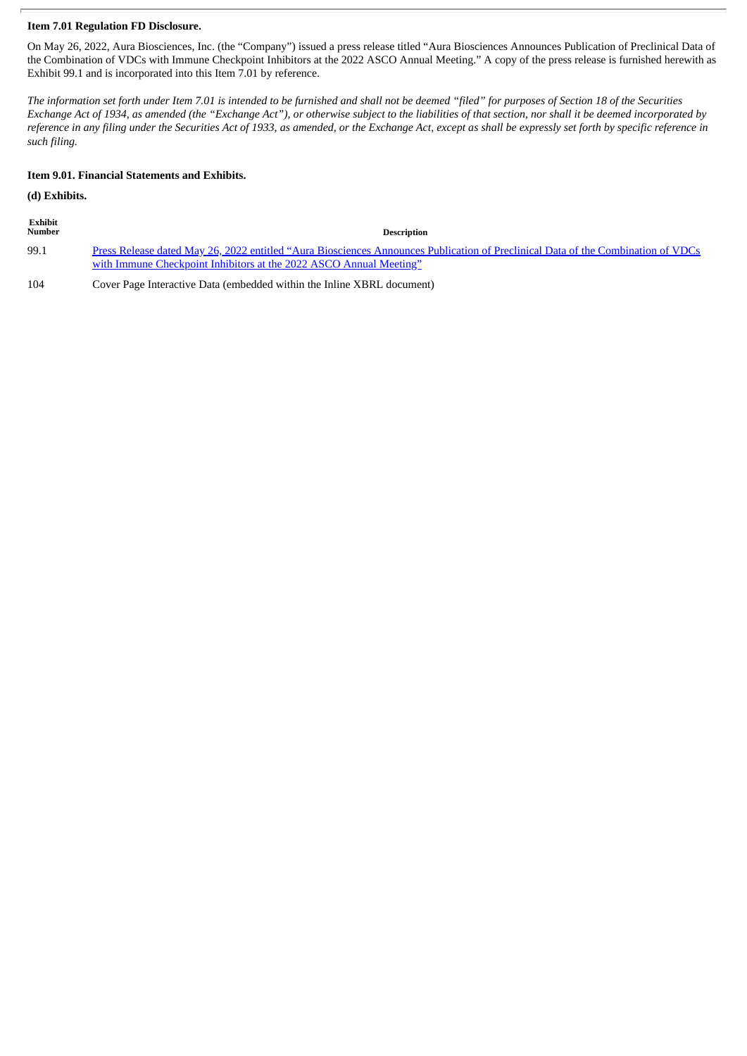**Item 7.01 Regulation FD Disclosure.**

On May 26, 2022, Aura Biosciences, Inc. (the "Company") issued a press release titled "Aura Biosciences Announces Publication of Preclinical Data of the Combination of VDCs with Immune Checkpoint Inhibitors at the 2022 ASCO Annual Meeting." A copy of the press release is furnished herewith as Exhibit 99.1 and is incorporated into this Item 7.01 by reference.

*The information set forth under Item 7.01 is intended to be furnished and shall not be deemed "filed" for purposes of Section 18 of the Securities Exchange Act of 1934, as amended (the "Exchange Act"), or otherwise subject to the liabilities of that section, nor shall it be deemed incorporated by reference in any filing under the Securities Act of 1933, as amended, or the Exchange Act, except as shall be expressly set forth by specific reference in such filing.*

**Item 9.01. Financial Statements and Exhibits.**

**(d) Exhibits.**

| Exhibit Number | Description |
|---|---|
| 99.1 | Press Release dated May 26, 2022 entitled "Aura Biosciences Announces Publication of Preclinical Data of the Combination of VDCs with Immune Checkpoint Inhibitors at the 2022 ASCO Annual Meeting" |
| 104 | Cover Page Interactive Data (embedded within the Inline XBRL document) |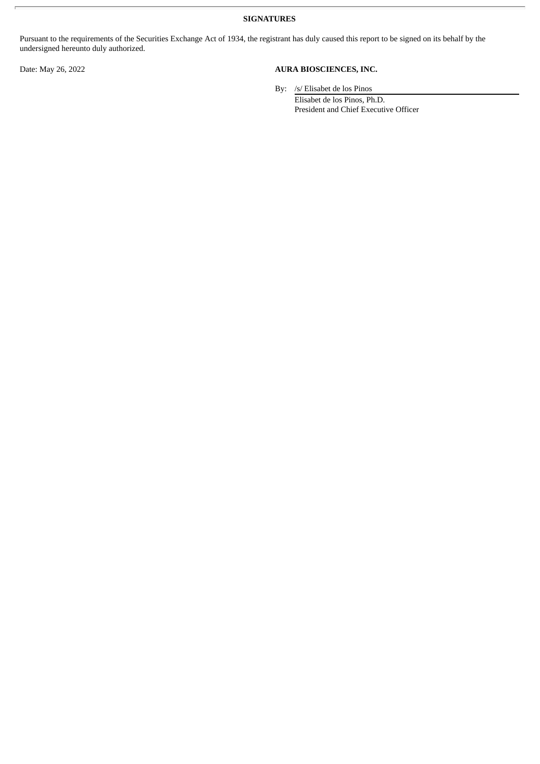**SIGNATURES**

Pursuant to the requirements of the Securities Exchange Act of 1934, the registrant has duly caused this report to be signed on its behalf by the undersigned hereunto duly authorized.

Date: May 26, 2022

**AURA BIOSCIENCES, INC.**

By: /s/ Elisabet de los Pinos
Elisabet de los Pinos, Ph.D.
President and Chief Executive Officer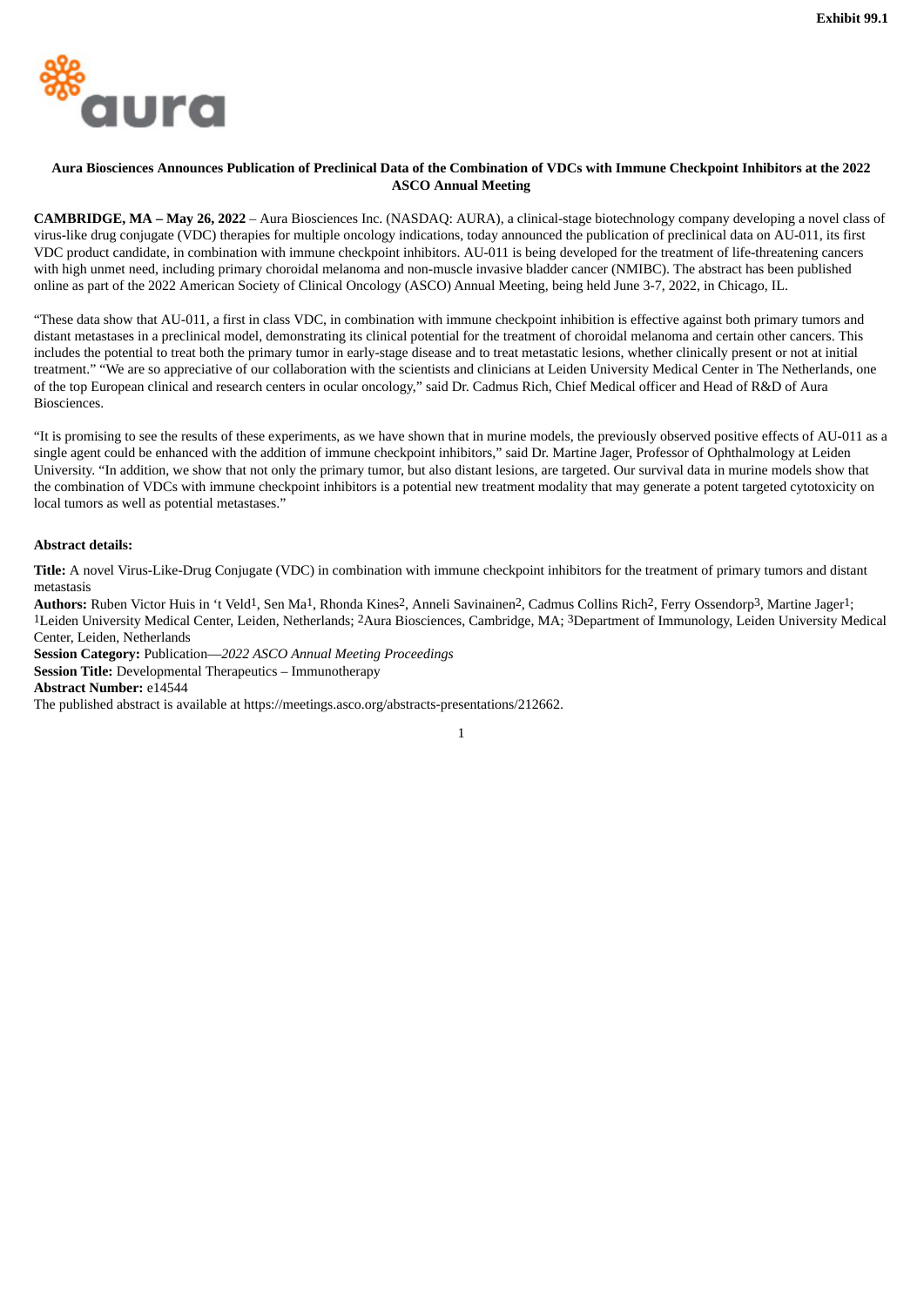Exhibit 99.1

# Aura Biosciences Announces Publication of Preclinical Data of the Combination of VDCs with Immune Checkpoint Inhibitors at the 2022 ASCO Annual Meeting

**CAMBRIDGE, MA – May 26, 2022** – Aura Biosciences Inc. (NASDAQ: AURA), a clinical-stage biotechnology company developing a novel class of virus-like drug conjugate (VDC) therapies for multiple oncology indications, today announced the publication of preclinical data on AU-011, its first VDC product candidate, in combination with immune checkpoint inhibitors. AU-011 is being developed for the treatment of life-threatening cancers with high unmet need, including primary choroidal melanoma and non-muscle invasive bladder cancer (NMIBC). The abstract has been published online as part of the 2022 American Society of Clinical Oncology (ASCO) Annual Meeting, being held June 3-7, 2022, in Chicago, IL.

"These data show that AU-011, a first in class VDC, in combination with immune checkpoint inhibition is effective against both primary tumors and distant metastases in a preclinical model, demonstrating its clinical potential for the treatment of choroidal melanoma and certain other cancers. This includes the potential to treat both the primary tumor in early-stage disease and to treat metastatic lesions, whether clinically present or not at initial treatment." "We are so appreciative of our collaboration with the scientists and clinicians at Leiden University Medical Center in The Netherlands, one of the top European clinical and research centers in ocular oncology," said Dr. Cadmus Rich, Chief Medical officer and Head of R&D of Aura Biosciences.

"It is promising to see the results of these experiments, as we have shown that in murine models, the previously observed positive effects of AU-011 as a single agent could be enhanced with the addition of immune checkpoint inhibitors," said Dr. Martine Jager, Professor of Ophthalmology at Leiden University. "In addition, we show that not only the primary tumor, but also distant lesions, are targeted. Our survival data in murine models show that the combination of VDCs with immune checkpoint inhibitors is a potential new treatment modality that may generate a potent targeted cytotoxicity on local tumors as well as potential metastases."

**Abstract details:**

**Title:** A novel Virus-Like-Drug Conjugate (VDC) in combination with immune checkpoint inhibitors for the treatment of primary tumors and distant metastasis

**Authors:** Ruben Victor Huis in 't Veld[1], Sen Ma[1], Rhonda Kines[2], Anneli Savinainen[2], Cadmus Collins Rich[2], Ferry Ossendorp[3], Martine Jager[1]; [1]Leiden University Medical Center, Leiden, Netherlands; [2]Aura Biosciences, Cambridge, MA; [3]Department of Immunology, Leiden University Medical Center, Leiden, Netherlands

**Session Category:** Publication—*2022 ASCO Annual Meeting Proceedings*

**Session Title:** Developmental Therapeutics – Immunotherapy

**Abstract Number:** e14544

The published abstract is available at https://meetings.asco.org/abstracts-presentations/212662.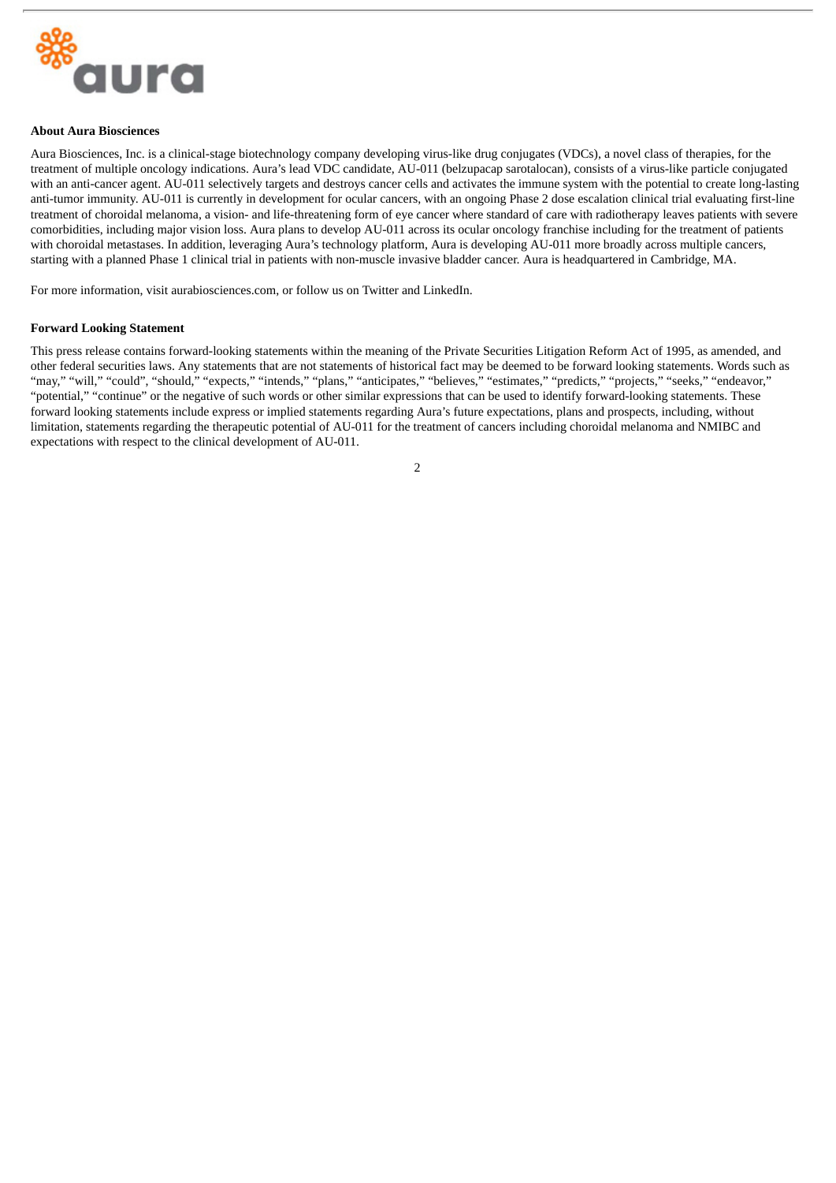**About Aura Biosciences**

Aura Biosciences, Inc. is a clinical-stage biotechnology company developing virus-like drug conjugates (VDCs), a novel class of therapies, for the treatment of multiple oncology indications. Aura's lead VDC candidate, AU-011 (belzupacap sarotalocan), consists of a virus-like particle conjugated with an anti-cancer agent. AU-011 selectively targets and destroys cancer cells and activates the immune system with the potential to create long-lasting anti-tumor immunity. AU-011 is currently in development for ocular cancers, with an ongoing Phase 2 dose escalation clinical trial evaluating first-line treatment of choroidal melanoma, a vision- and life-threatening form of eye cancer where standard of care with radiotherapy leaves patients with severe comorbidities, including major vision loss. Aura plans to develop AU-011 across its ocular oncology franchise including for the treatment of patients with choroidal metastases. In addition, leveraging Aura's technology platform, Aura is developing AU-011 more broadly across multiple cancers, starting with a planned Phase 1 clinical trial in patients with non-muscle invasive bladder cancer. Aura is headquartered in Cambridge, MA.

For more information, visit aurabiosciences.com, or follow us on Twitter and LinkedIn.

**Forward Looking Statement**

This press release contains forward-looking statements within the meaning of the Private Securities Litigation Reform Act of 1995, as amended, and other federal securities laws. Any statements that are not statements of historical fact may be deemed to be forward looking statements. Words such as "may," "will," "could", "should," "expects," "intends," "plans," "anticipates," "believes," "estimates," "predicts," "projects," "seeks," "endeavor," "potential," "continue" or the negative of such words or other similar expressions that can be used to identify forward-looking statements. These forward looking statements include express or implied statements regarding Aura's future expectations, plans and prospects, including, without limitation, statements regarding the therapeutic potential of AU-011 for the treatment of cancers including choroidal melanoma and NMIBC and expectations with respect to the clinical development of AU-011.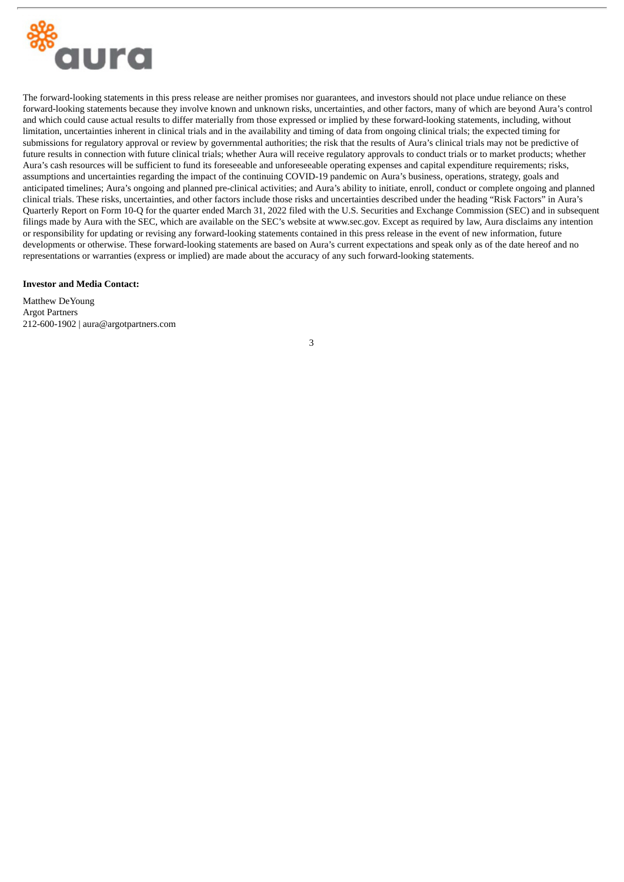The forward-looking statements in this press release are neither promises nor guarantees, and investors should not place undue reliance on these forward-looking statements because they involve known and unknown risks, uncertainties, and other factors, many of which are beyond Aura's control and which could cause actual results to differ materially from those expressed or implied by these forward-looking statements, including, without limitation, uncertainties inherent in clinical trials and in the availability and timing of data from ongoing clinical trials; the expected timing for submissions for regulatory approval or review by governmental authorities; the risk that the results of Aura's clinical trials may not be predictive of future results in connection with future clinical trials; whether Aura will receive regulatory approvals to conduct trials or to market products; whether Aura's cash resources will be sufficient to fund its foreseeable and unforeseeable operating expenses and capital expenditure requirements; risks, assumptions and uncertainties regarding the impact of the continuing COVID-19 pandemic on Aura's business, operations, strategy, goals and anticipated timelines; Aura's ongoing and planned pre-clinical activities; and Aura's ability to initiate, enroll, conduct or complete ongoing and planned clinical trials. These risks, uncertainties, and other factors include those risks and uncertainties described under the heading "Risk Factors" in Aura's Quarterly Report on Form 10-Q for the quarter ended March 31, 2022 filed with the U.S. Securities and Exchange Commission (SEC) and in subsequent filings made by Aura with the SEC, which are available on the SEC's website at www.sec.gov. Except as required by law, Aura disclaims any intention or responsibility for updating or revising any forward-looking statements contained in this press release in the event of new information, future developments or otherwise. These forward-looking statements are based on Aura's current expectations and speak only as of the date hereof and no representations or warranties (express or implied) are made about the accuracy of any such forward-looking statements.

**Investor and Media Contact:**

Matthew DeYoung
Argot Partners
212-600-1902 | aura@argotpartners.com